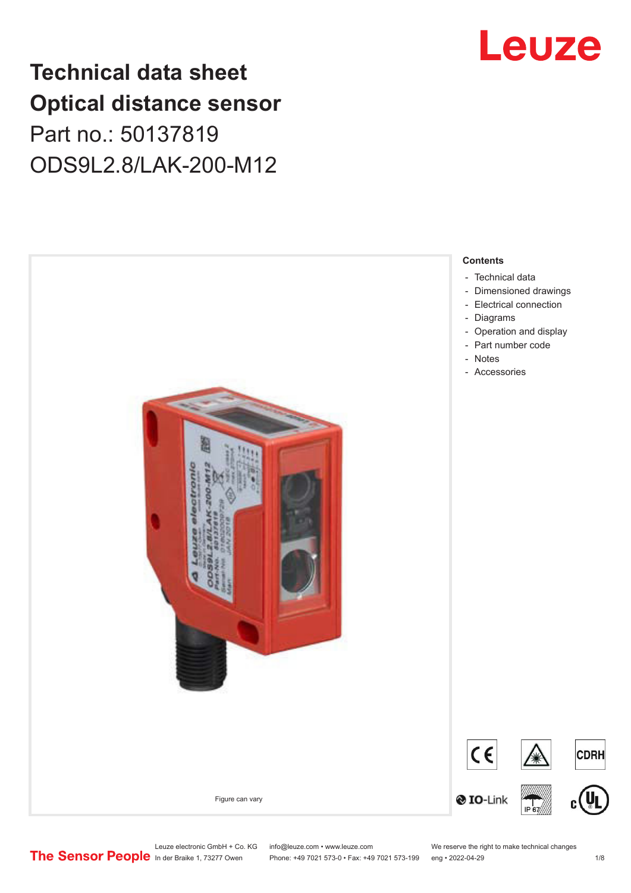# Technical data sheet
# Optical distance sensor
## Part no.: 50137819
## ODS9L2.8/LAK-200-M12

Figure can vary

**Contents**

- Technical data
- Dimensioned drawings
- Electrical connection
- Diagrams
- Operation and display
- Part number code
- Notes
- Accessories

Leuze electronic GmbH + Co. KG
In der Braike 1, 73277 Owen

info@leuze.com • www.leuze.com
Phone: +49 7021 573-0 • Fax: +49 7021 573-199

We reserve the right to make technical changes
eng • 2022-04-29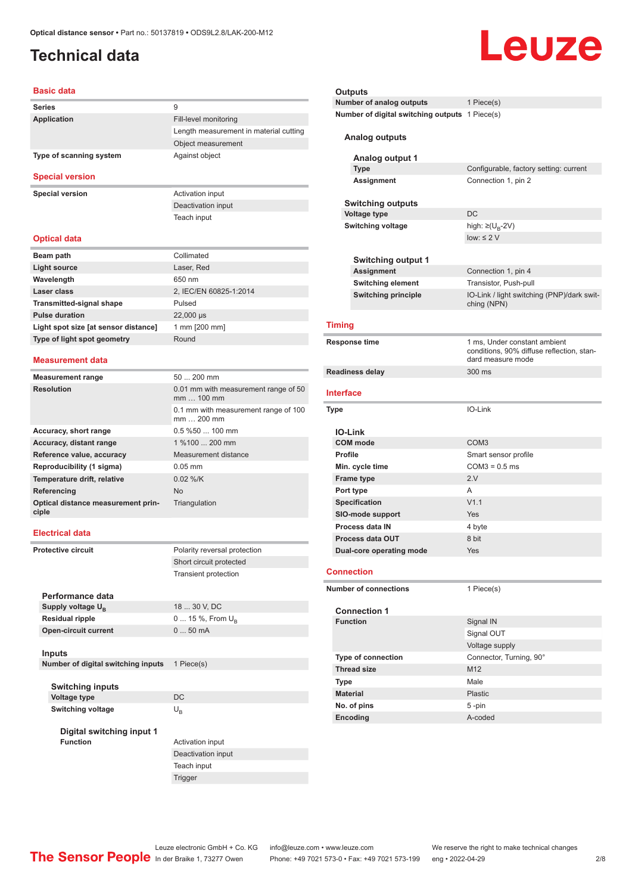Optical distance sensor • Part no.: 50137819 • ODS9L2.8/LAK-200-M12

# Technical data

## Basic data

| | |
|---|---|
| Series | 9 |
| Application | Fill-level monitoring |
| | Length measurement in material cutting |
| | Object measurement |
| Type of scanning system | Against object |

## Special version

| | |
|---|---|
| Special version | Activation input |
| | Deactivation input |
| | Teach input |

## Optical data

| | |
|---|---|
| Beam path | Collimated |
| Light source | Laser, Red |
| Wavelength | 650 nm |
| Laser class | 2, IEC/EN 60825-1:2014 |
| Transmitted-signal shape | Pulsed |
| Pulse duration | 22,000 µs |
| Light spot size [at sensor distance] | 1 mm [200 mm] |
| Type of light spot geometry | Round |

## Measurement data

| | |
|---|---|
| Measurement range | 50 ... 200 mm |
| Resolution | 0.01 mm with measurement range of 50 mm … 100 mm |
| | 0.1 mm with measurement range of 100 mm … 200 mm |
| Accuracy, short range | 0.5 %50 ... 100 mm |
| Accuracy, distant range | 1 %100 ... 200 mm |
| Reference value, accuracy | Measurement distance |
| Reproducibility (1 sigma) | 0.05 mm |
| Temperature drift, relative | 0.02 %/K |
| Referencing | No |
| Optical distance measurement principle | Triangulation |

## Electrical data

| | |
|---|---|
| Protective circuit | Polarity reversal protection |
| | Short circuit protected |
| | Transient protection |

### Performance data

| | |
|---|---|
| Supply voltage $U_B$ | 18 ... 30 V, DC |
| Residual ripple | 0 ... 15 %, From $U_B$ |
| Open-circuit current | 0 ... 50 mA |

### Inputs

| | |
|---|---|
| Number of digital switching inputs | 1 Piece(s) |

#### Switching inputs

| | |
|---|---|
| Voltage type | DC |
| Switching voltage | $U_B$ |

##### Digital switching input 1

| | |
|---|---|
| Function | Activation input |
| | Deactivation input |
| | Teach input |
| | Trigger |

### Outputs

| | |
|---|---|
| Number of analog outputs | 1 Piece(s) |
| Number of digital switching outputs | 1 Piece(s) |

#### Analog outputs

##### Analog output 1

| | |
|---|---|
| Type | Configurable, factory setting: current |
| Assignment | Connection 1, pin 2 |

#### Switching outputs

| | |
|---|---|
| Voltage type | DC |
| Switching voltage | high: ≥($U_B$-2V) |
| | low: ≤ 2 V |

##### Switching output 1

| | |
|---|---|
| Assignment | Connection 1, pin 4 |
| Switching element | Transistor, Push-pull |
| Switching principle | IO-Link / light switching (PNP)/dark switching (NPN) |

## Timing

| | |
|---|---|
| Response time | 1 ms, Under constant ambient conditions, 90% diffuse reflection, standard measure mode |
| Readiness delay | 300 ms |

## Interface

| | |
|---|---|
| Type | IO-Link |

### IO-Link

| | |
|---|---|
| COM mode | COM3 |
| Profile | Smart sensor profile |
| Min. cycle time | COM3 = 0.5 ms |
| Frame type | 2.V |
| Port type | A |
| Specification | V1.1 |
| SIO-mode support | Yes |
| Process data IN | 4 byte |
| Process data OUT | 8 bit |
| Dual-core operating mode | Yes |

## Connection

| | |
|---|---|
| Number of connections | 1 Piece(s) |

### Connection 1

| | |
|---|---|
| Function | Signal IN |
| | Signal OUT |
| | Voltage supply |
| Type of connection | Connector, Turning, 90° |
| Thread size | M12 |
| Type | Male |
| Material | Plastic |
| No. of pins | 5 -pin |
| Encoding | A-coded |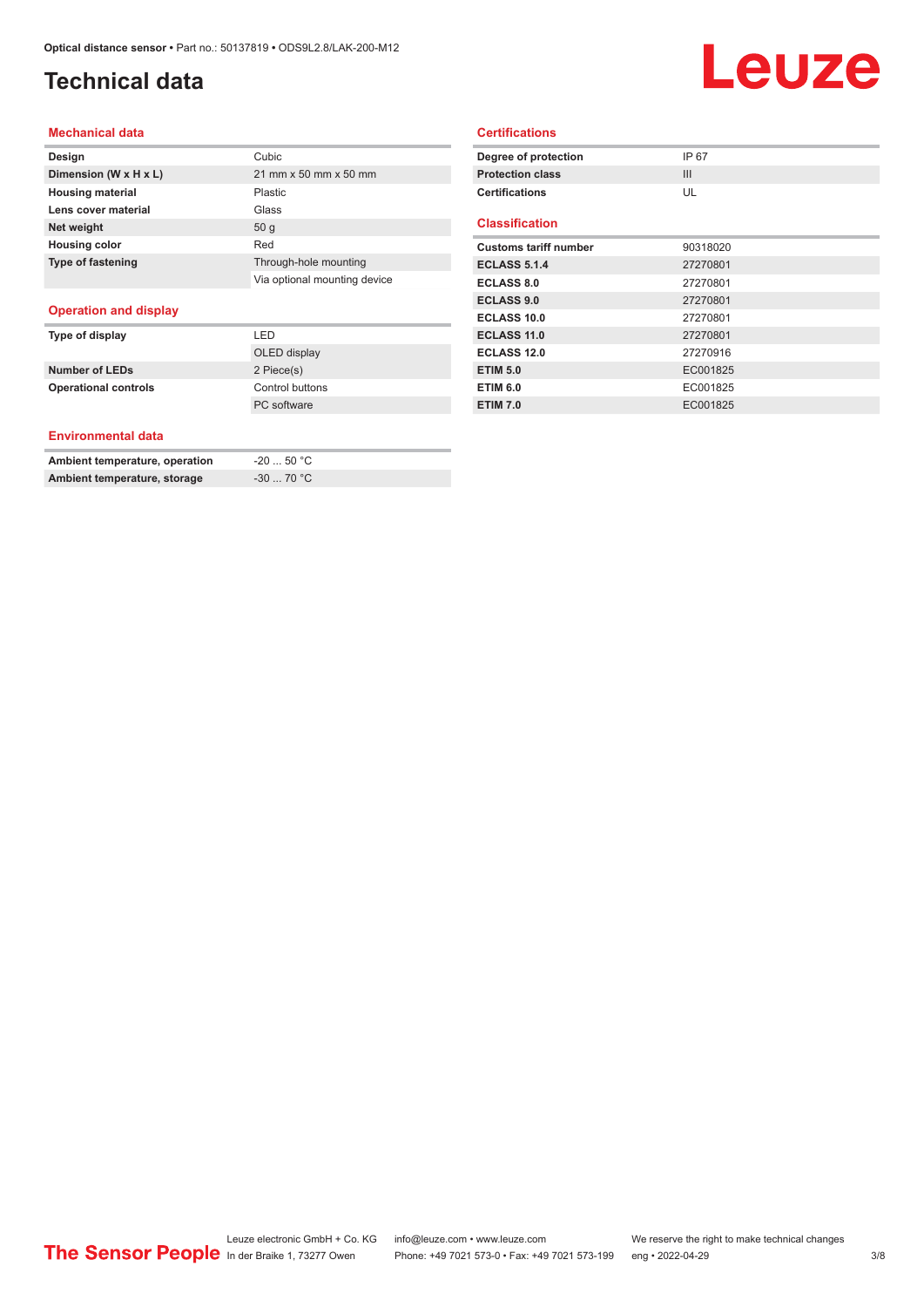# Technical data

## Mechanical data

| | |
|---|---|
| **Design** | Cubic |
| **Dimension (W x H x L)** | 21 mm x 50 mm x 50 mm |
| **Housing material** | Plastic |
| **Lens cover material** | Glass |
| **Net weight** | 50 g |
| **Housing color** | Red |
| **Type of fastening** | Through-hole mounting |
| | Via optional mounting device |

## Operation and display

| | |
|---|---|
| **Type of display** | LED |
| | OLED display |
| **Number of LEDs** | 2 Piece(s) |
| **Operational controls** | Control buttons |
| | PC software |

## Environmental data

| | |
|---|---|
| **Ambient temperature, operation** | -20 ... 50 °C |
| **Ambient temperature, storage** | -30 ... 70 °C |

## Certifications

| | |
|---|---|
| **Degree of protection** | IP 67 |
| **Protection class** | III |
| **Certifications** | UL |

## Classification

| | |
|---|---|
| **Customs tariff number** | 90318020 |
| **ECLASS 5.1.4** | 27270801 |
| **ECLASS 8.0** | 27270801 |
| **ECLASS 9.0** | 27270801 |
| **ECLASS 10.0** | 27270801 |
| **ECLASS 11.0** | 27270801 |
| **ECLASS 12.0** | 27270916 |
| **ETIM 5.0** | EC001825 |
| **ETIM 6.0** | EC001825 |
| **ETIM 7.0** | EC001825 |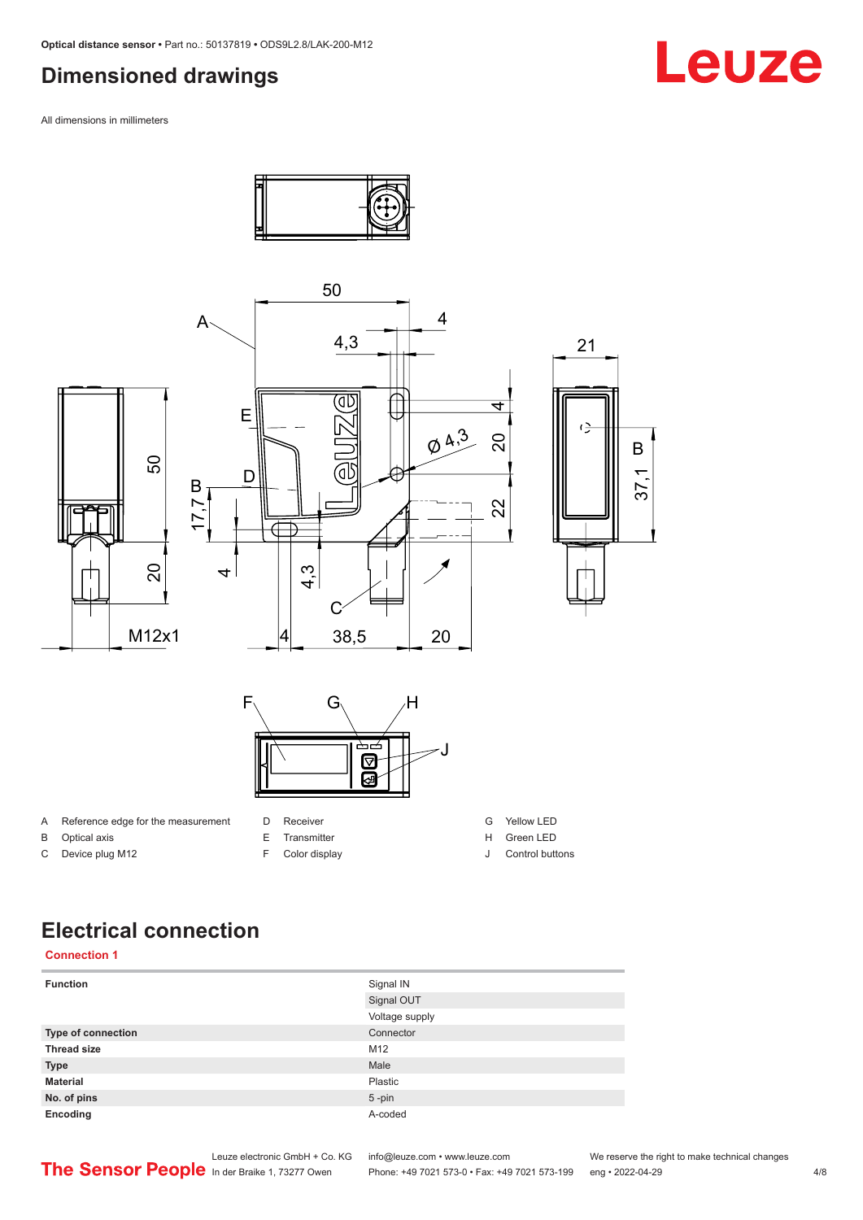# Dimensioned drawings

All dimensions in millimeters

| | | | | | |
|---|---|---|---|---|---|
| A | Reference edge for the measurement | D | Receiver | G | Yellow LED |
| B | Optical axis | E | Transmitter | H | Green LED |
| C | Device plug M12 | F | Color display | J | Control buttons |

# Electrical connection

## Connection 1

| | |
|---|---|
| **Function** | Signal IN |
| | Signal OUT |
| | Voltage supply |
| **Type of connection** | Connector |
| **Thread size** | M12 |
| **Type** | Male |
| **Material** | Plastic |
| **No. of pins** | 5 -pin |
| **Encoding** | A-coded |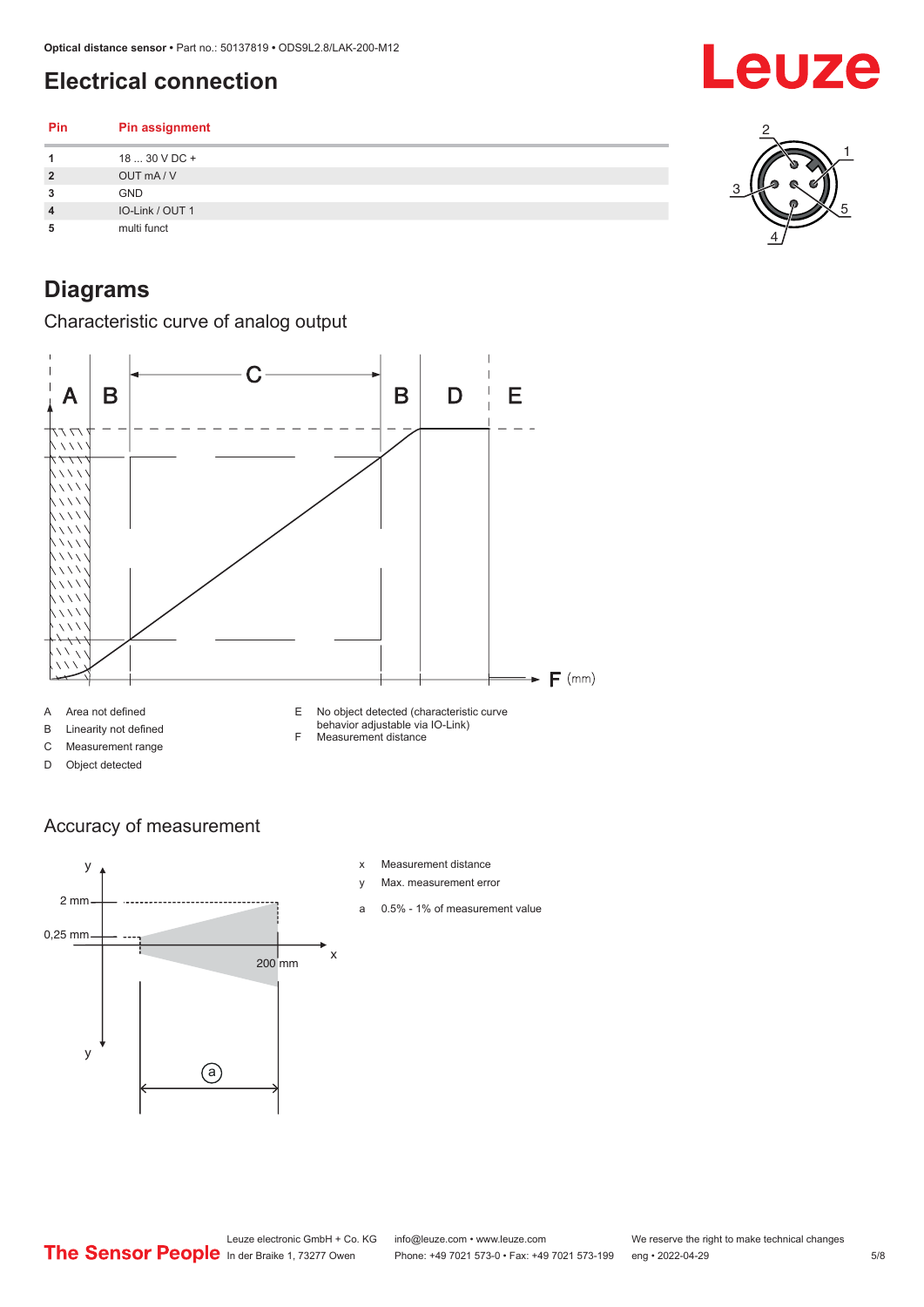# Electrical connection

| Pin | Pin assignment |
|---|---|
| 1 | 18 ... 30 V DC + |
| 2 | OUT mA / V |
| 3 | GND |
| 4 | IO-Link / OUT 1 |
| 5 | multi funct |

# Diagrams

## Characteristic curve of analog output

A Area not defined
B Linearity not defined
C Measurement range
D Object detected
E No object detected (characteristic curve behavior adjustable via IO-Link)
F Measurement distance

## Accuracy of measurement

x Measurement distance
y Max. measurement error
a 0.5% - 1% of measurement value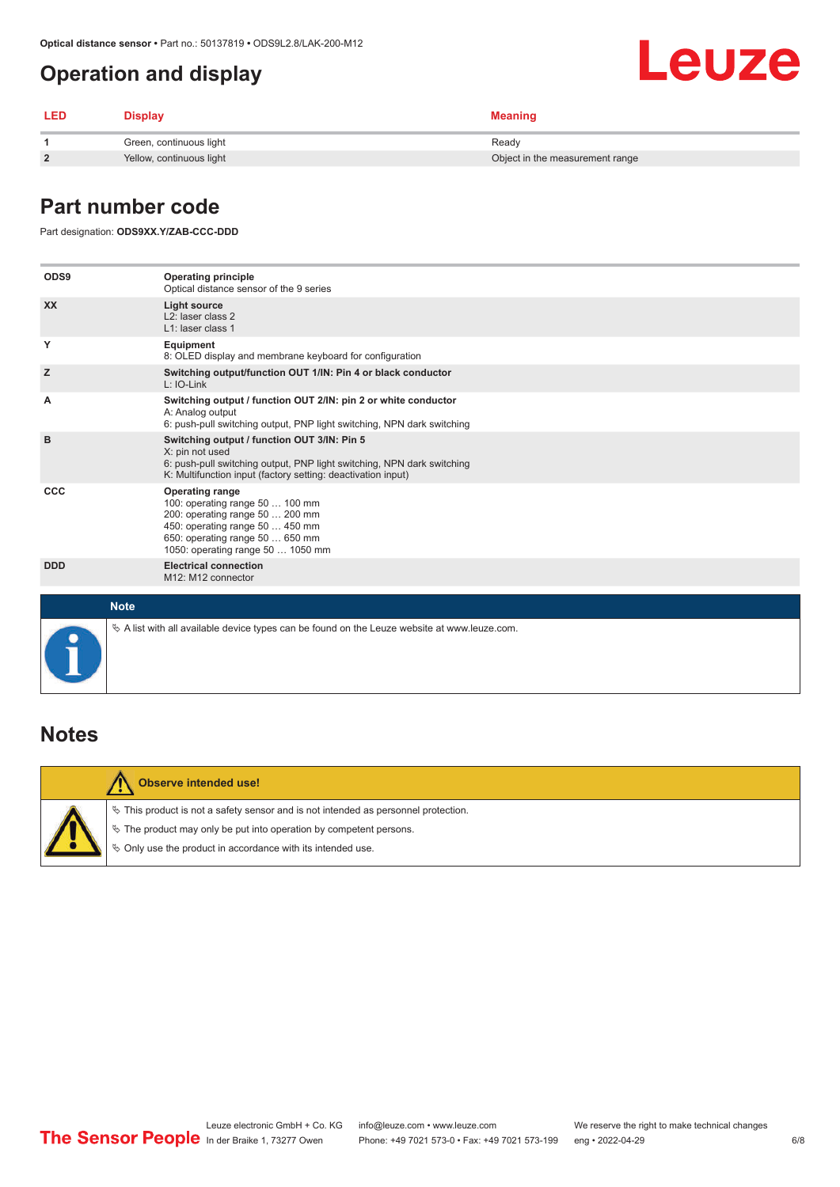# Operation and display

| LED | Display | Meaning |
|---|---|---|
| 1 | Green, continuous light | Ready |
| 2 | Yellow, continuous light | Object in the measurement range |

## Part number code

Part designation: **ODS9XX.Y/ZAB-CCC-DDD**

| | |
|---|---|
| ODS9 | **Operating principle**<br>Optical distance sensor of the 9 series |
| XX | **Light source**<br>L2: laser class 2<br>L1: laser class 1 |
| Y | **Equipment**<br>8: OLED display and membrane keyboard for configuration |
| Z | **Switching output/function OUT 1/IN: Pin 4 or black conductor**<br>L: IO-Link |
| A | **Switching output / function OUT 2/IN: pin 2 or white conductor**<br>A: Analog output<br>6: push-pull switching output, PNP light switching, NPN dark switching |
| B | **Switching output / function OUT 3/IN: Pin 5**<br>X: pin not used<br>6: push-pull switching output, PNP light switching, NPN dark switching<br>K: Multifunction input (factory setting: deactivation input) |
| CCC | **Operating range**<br>100: operating range 50 … 100 mm<br>200: operating range 50 … 200 mm<br>450: operating range 50 … 450 mm<br>650: operating range 50 … 650 mm<br>1050: operating range 50 … 1050 mm |
| DDD | **Electrical connection**<br>M12: M12 connector |

**Note**

- A list with all available device types can be found on the Leuze website at www.leuze.com.

## Notes

**Observe intended use!**

- This product is not a safety sensor and is not intended as personnel protection.
- The product may only be put into operation by competent persons.
- Only use the product in accordance with its intended use.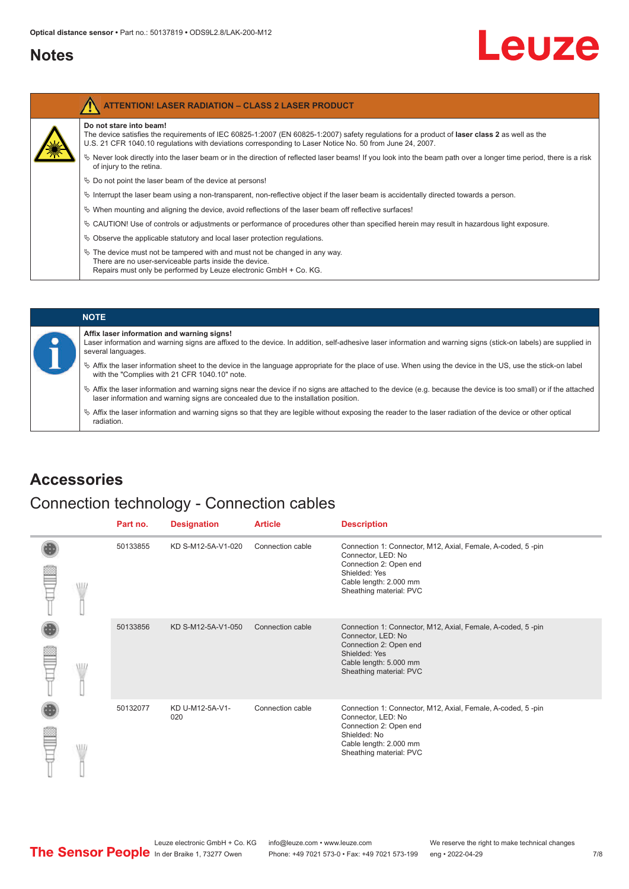# Notes

**ATTENTION! LASER RADIATION – CLASS 2 LASER PRODUCT**

**Do not stare into beam!**
The device satisfies the requirements of IEC 60825-1:2007 (EN 60825-1:2007) safety regulations for a product of **laser class 2** as well as the U.S. 21 CFR 1040.10 regulations with deviations corresponding to Laser Notice No. 50 from June 24, 2007.

- Never look directly into the laser beam or in the direction of reflected laser beams! If you look into the beam path over a longer time period, there is a risk of injury to the retina.
- Do not point the laser beam of the device at persons!
- Interrupt the laser beam using a non-transparent, non-reflective object if the laser beam is accidentally directed towards a person.
- When mounting and aligning the device, avoid reflections of the laser beam off reflective surfaces!
- CAUTION! Use of controls or adjustments or performance of procedures other than specified herein may result in hazardous light exposure.
- Observe the applicable statutory and local laser protection regulations.
- The device must not be tampered with and must not be changed in any way.
  There are no user-serviceable parts inside the device.
  Repairs must only be performed by Leuze electronic GmbH + Co. KG.

**NOTE**

**Affix laser information and warning signs!**
Laser information and warning signs are affixed to the device. In addition, self-adhesive laser information and warning signs (stick-on labels) are supplied in several languages.

- Affix the laser information sheet to the device in the language appropriate for the place of use. When using the device in the US, use the stick-on label with the "Complies with 21 CFR 1040.10" note.
- Affix the laser information and warning signs near the device if no signs are attached to the device (e.g. because the device is too small) or if the attached laser information and warning signs are concealed due to the installation position.
- Affix the laser information and warning signs so that they are legible without exposing the reader to the laser radiation of the device or other optical radiation.

# Accessories

## Connection technology - Connection cables

| Part no. | Designation | Article | Description |
|---|---|---|---|
| 50133855 | KD S-M12-5A-V1-020 | Connection cable | Connection 1: Connector, M12, Axial, Female, A-coded, 5 -pin<br>Connector, LED: No<br>Connection 2: Open end<br>Shielded: Yes<br>Cable length: 2.000 mm<br>Sheathing material: PVC |
| 50133856 | KD S-M12-5A-V1-050 | Connection cable | Connection 1: Connector, M12, Axial, Female, A-coded, 5 -pin<br>Connector, LED: No<br>Connection 2: Open end<br>Shielded: Yes<br>Cable length: 5.000 mm<br>Sheathing material: PVC |
| 50132077 | KD U-M12-5A-V1-020 | Connection cable | Connection 1: Connector, M12, Axial, Female, A-coded, 5 -pin<br>Connector, LED: No<br>Connection 2: Open end<br>Shielded: No<br>Cable length: 2.000 mm<br>Sheathing material: PVC |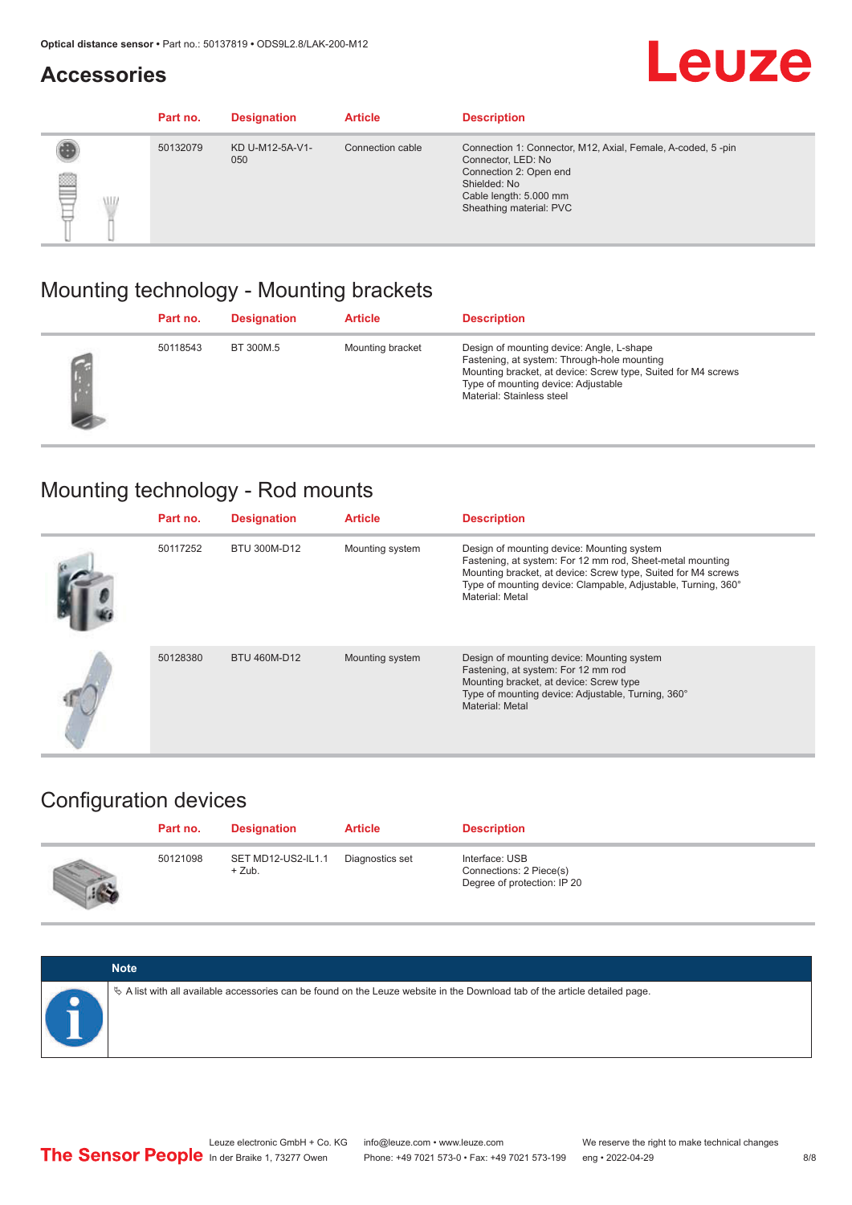## Accessories

| | Part no. | Designation | Article | Description |
|---|---|---|---|---|
| | 50132079 | KD U-M12-5A-V1-050 | Connection cable | Connection 1: Connector, M12, Axial, Female, A-coded, 5 -pin<br>Connector, LED: No<br>Connection 2: Open end<br>Shielded: No<br>Cable length: 5.000 mm<br>Sheathing material: PVC |

## Mounting technology - Mounting brackets

| | Part no. | Designation | Article | Description |
|---|---|---|---|---|
| | 50118543 | BT 300M.5 | Mounting bracket | Design of mounting device: Angle, L-shape<br>Fastening, at system: Through-hole mounting<br>Mounting bracket, at device: Screw type, Suited for M4 screws<br>Type of mounting device: Adjustable<br>Material: Stainless steel |

## Mounting technology - Rod mounts

| | Part no. | Designation | Article | Description |
|---|---|---|---|---|
| | 50117252 | BTU 300M-D12 | Mounting system | Design of mounting device: Mounting system<br>Fastening, at system: For 12 mm rod, Sheet-metal mounting<br>Mounting bracket, at device: Screw type, Suited for M4 screws<br>Type of mounting device: Clampable, Adjustable, Turning, 360°<br>Material: Metal |
| | 50128380 | BTU 460M-D12 | Mounting system | Design of mounting device: Mounting system<br>Fastening, at system: For 12 mm rod<br>Mounting bracket, at device: Screw type<br>Type of mounting device: Adjustable, Turning, 360°<br>Material: Metal |

## Configuration devices

| | Part no. | Designation | Article | Description |
|---|---|---|---|---|
| | 50121098 | SET MD12-US2-IL1.1 + Zub. | Diagnostics set | Interface: USB<br>Connections: 2 Piece(s)<br>Degree of protection: IP 20 |

**Note**

↳ A list with all available accessories can be found on the Leuze website in the Download tab of the article detailed page.